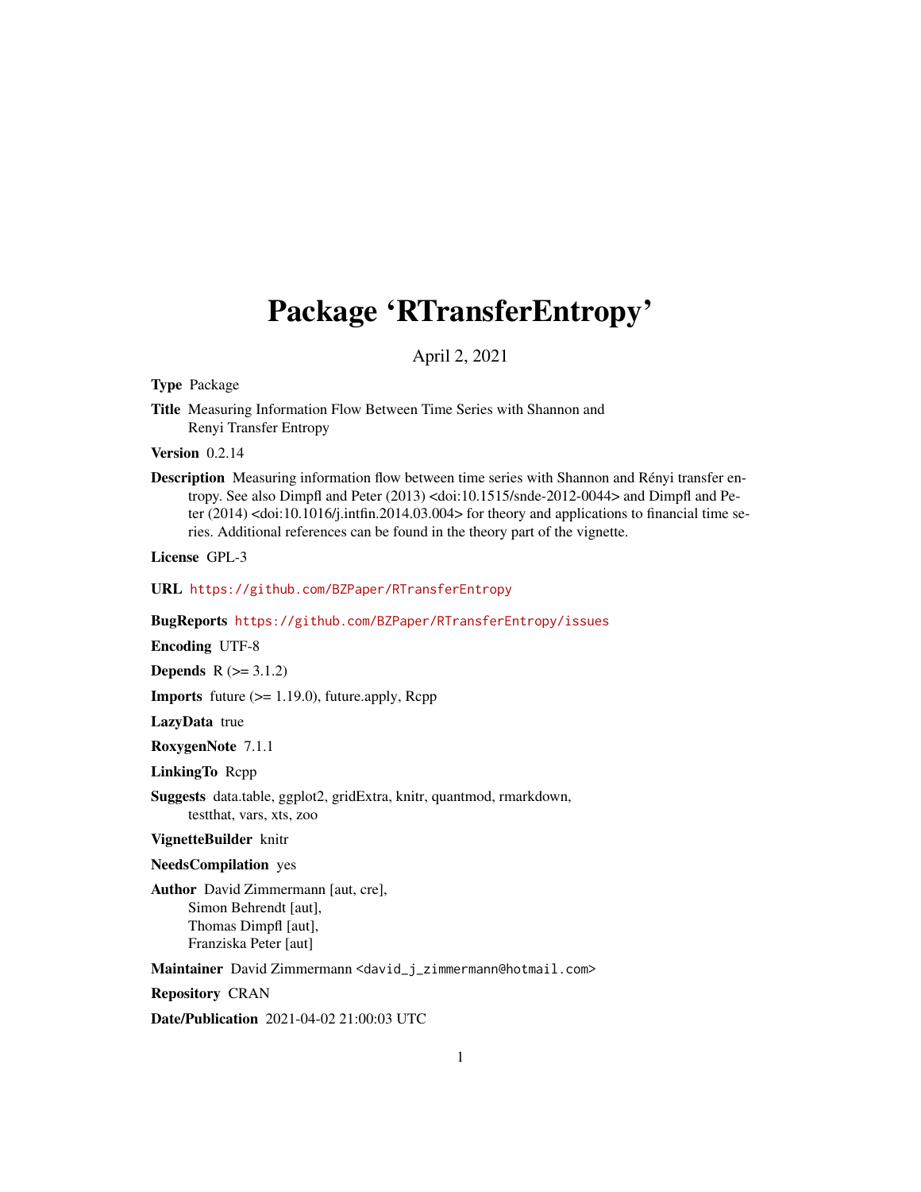# Package 'RTransferEntropy'

April 2, 2021

**Type** Package

**Title** Measuring Information Flow Between Time Series with Shannon and Renyi Transfer Entropy

**Version** 0.2.14

**Description** Measuring information flow between time series with Shannon and Rényi transfer entropy. See also Dimpfl and Peter (2013) <doi:10.1515/snde-2012-0044> and Dimpfl and Peter (2014) <doi:10.1016/j.intfin.2014.03.004> for theory and applications to financial time series. Additional references can be found in the theory part of the vignette.

**License** GPL-3

**URL** https://github.com/BZPaper/RTransferEntropy

**BugReports** https://github.com/BZPaper/RTransferEntropy/issues

**Encoding** UTF-8

**Depends** R (>= 3.1.2)

**Imports** future (>= 1.19.0), future.apply, Rcpp

**LazyData** true

**RoxygenNote** 7.1.1

**LinkingTo** Rcpp

**Suggests** data.table, ggplot2, gridExtra, knitr, quantmod, rmarkdown, testthat, vars, xts, zoo

**VignetteBuilder** knitr

**NeedsCompilation** yes

**Author** David Zimmermann [aut, cre],
Simon Behrendt [aut],
Thomas Dimpfl [aut],
Franziska Peter [aut]

**Maintainer** David Zimmermann <david_j_zimmermann@hotmail.com>

**Repository** CRAN

**Date/Publication** 2021-04-02 21:00:03 UTC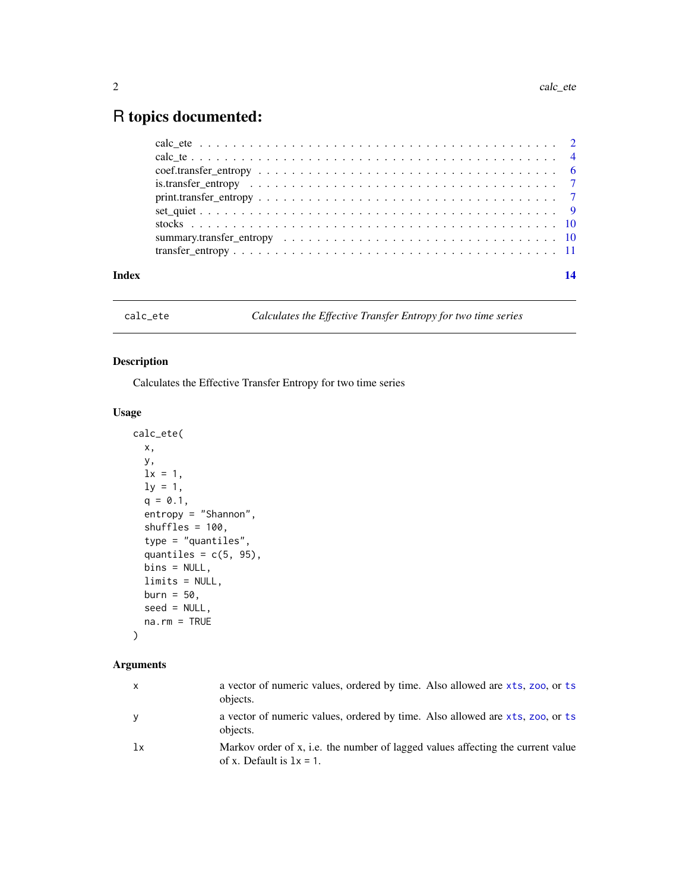# R topics documented:

calc_ete . . . . . . . . . . . . . . . . . . . . . . . . . . . . . . . . . . . . . . . . 2
calc_te . . . . . . . . . . . . . . . . . . . . . . . . . . . . . . . . . . . . . . . . . 4
coef.transfer_entropy . . . . . . . . . . . . . . . . . . . . . . . . . . . . . . . . . . 6
is.transfer_entropy . . . . . . . . . . . . . . . . . . . . . . . . . . . . . . . . . . . 7
print.transfer_entropy . . . . . . . . . . . . . . . . . . . . . . . . . . . . . . . . . 7
set_quiet . . . . . . . . . . . . . . . . . . . . . . . . . . . . . . . . . . . . . . . . 9
stocks . . . . . . . . . . . . . . . . . . . . . . . . . . . . . . . . . . . . . . . . . 10
summary.transfer_entropy . . . . . . . . . . . . . . . . . . . . . . . . . . . . . . . 10
transfer_entropy . . . . . . . . . . . . . . . . . . . . . . . . . . . . . . . . . . . . 11

**Index** **14**

---

`calc_ete` *Calculates the Effective Transfer Entropy for two time series*

---

### Description

Calculates the Effective Transfer Entropy for two time series

### Usage

```
calc_ete(
  x,
  y,
  lx = 1,
  ly = 1,
  q = 0.1,
  entropy = "Shannon",
  shuffles = 100,
  type = "quantiles",
  quantiles = c(5, 95),
  bins = NULL,
  limits = NULL,
  burn = 50,
  seed = NULL,
  na.rm = TRUE
)
```

### Arguments

| | |
|---|---|
| x | a vector of numeric values, ordered by time. Also allowed are `xts`, `zoo`, or `ts` objects. |
| y | a vector of numeric values, ordered by time. Also allowed are `xts`, `zoo`, or `ts` objects. |
| lx | Markov order of x, i.e. the number of lagged values affecting the current value of x. Default is `lx = 1`. |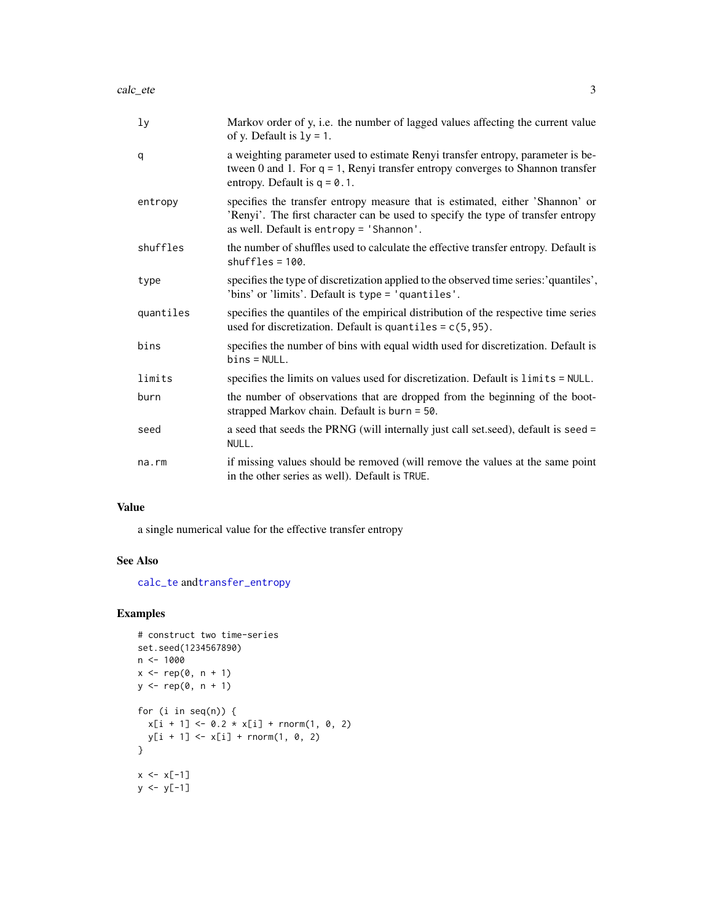| | |
|---|---|
| ly | Markov order of y, i.e. the number of lagged values affecting the current value of y. Default is `ly = 1`. |
| q | a weighting parameter used to estimate Renyi transfer entropy, parameter is between 0 and 1. For `q = 1`, Renyi transfer entropy converges to Shannon transfer entropy. Default is `q = 0.1`. |
| entropy | specifies the transfer entropy measure that is estimated, either 'Shannon' or 'Renyi'. The first character can be used to specify the type of transfer entropy as well. Default is `entropy = 'Shannon'`. |
| shuffles | the number of shuffles used to calculate the effective transfer entropy. Default is `shuffles = 100`. |
| type | specifies the type of discretization applied to the observed time series:'quantiles', 'bins' or 'limits'. Default is `type = 'quantiles'`. |
| quantiles | specifies the quantiles of the empirical distribution of the respective time series used for discretization. Default is `quantiles = c(5,95)`. |
| bins | specifies the number of bins with equal width used for discretization. Default is `bins = NULL`. |
| limits | specifies the limits on values used for discretization. Default is `limits = NULL`. |
| burn | the number of observations that are dropped from the beginning of the bootstrapped Markov chain. Default is `burn = 50`. |
| seed | a seed that seeds the PRNG (will internally just call set.seed), default is `seed = NULL`. |
| na.rm | if missing values should be removed (will remove the values at the same point in the other series as well). Default is `TRUE`. |

## Value

a single numerical value for the effective transfer entropy

## See Also

`calc_te` and `transfer_entropy`

## Examples

```
# construct two time-series
set.seed(1234567890)
n <- 1000
x <- rep(0, n + 1)
y <- rep(0, n + 1)

for (i in seq(n)) {
  x[i + 1] <- 0.2 * x[i] + rnorm(1, 0, 2)
  y[i + 1] <- x[i] + rnorm(1, 0, 2)
}

x <- x[-1]
y <- y[-1]
```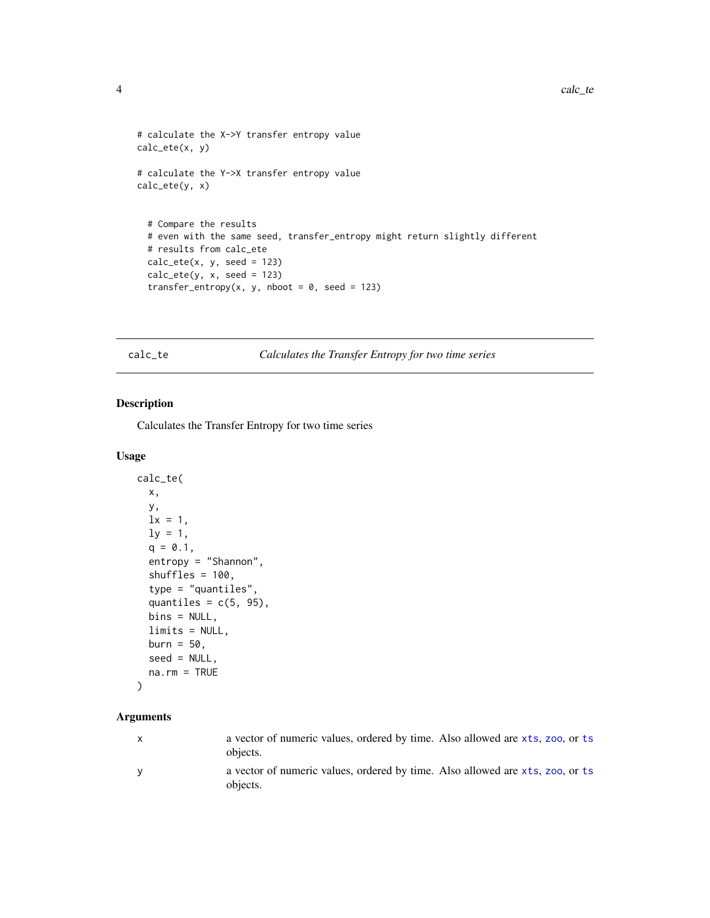```
# calculate the X->Y transfer entropy value
calc_ete(x, y)

# calculate the Y->X transfer entropy value
calc_ete(y, x)


  # Compare the results
  # even with the same seed, transfer_entropy might return slightly different
  # results from calc_ete
  calc_ete(x, y, seed = 123)
  calc_ete(y, x, seed = 123)
  transfer_entropy(x, y, nboot = 0, seed = 123)
```

## calc_te — *Calculates the Transfer Entropy for two time series*

### Description

Calculates the Transfer Entropy for two time series

### Usage

```
calc_te(
  x,
  y,
  lx = 1,
  ly = 1,
  q = 0.1,
  entropy = "Shannon",
  shuffles = 100,
  type = "quantiles",
  quantiles = c(5, 95),
  bins = NULL,
  limits = NULL,
  burn = 50,
  seed = NULL,
  na.rm = TRUE
)
```

### Arguments

| | |
|---|---|
| x | a vector of numeric values, ordered by time. Also allowed are xts, zoo, or ts objects. |
| y | a vector of numeric values, ordered by time. Also allowed are xts, zoo, or ts objects. |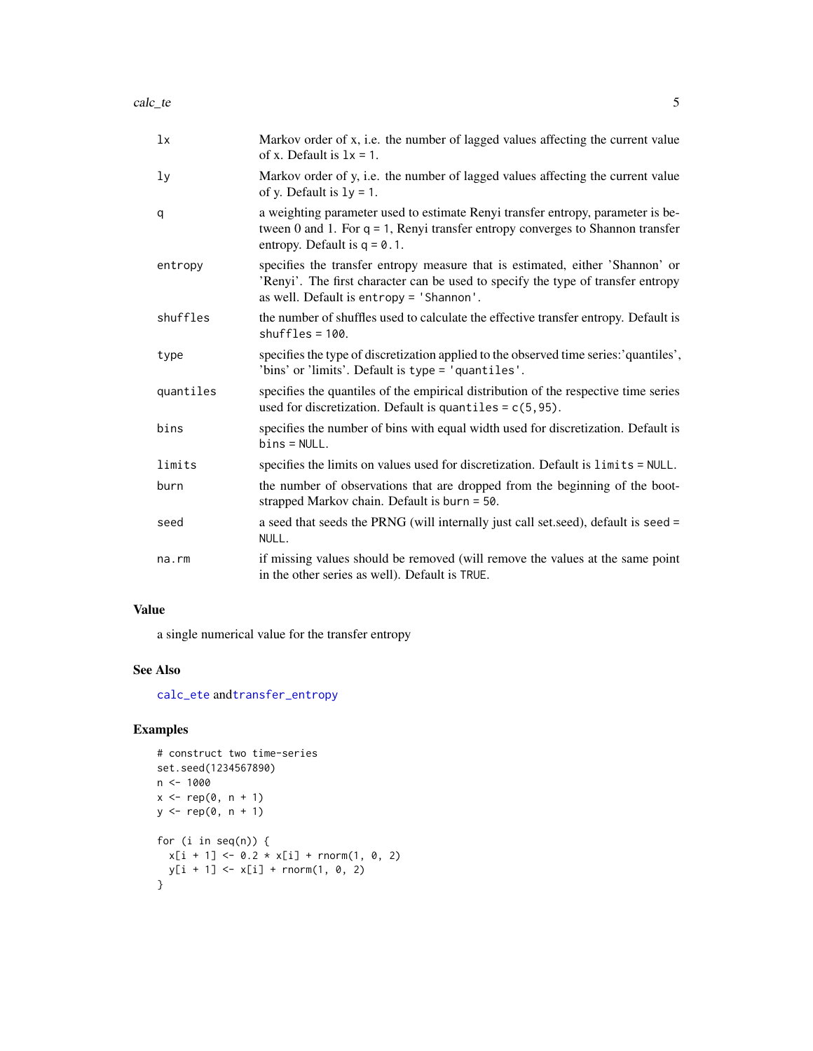| | |
|---|---|
| `lx` | Markov order of x, i.e. the number of lagged values affecting the current value of x. Default is `lx = 1`. |
| `ly` | Markov order of y, i.e. the number of lagged values affecting the current value of y. Default is `ly = 1`. |
| `q` | a weighting parameter used to estimate Renyi transfer entropy, parameter is between 0 and 1. For `q = 1`, Renyi transfer entropy converges to Shannon transfer entropy. Default is `q = 0.1`. |
| `entropy` | specifies the transfer entropy measure that is estimated, either 'Shannon' or 'Renyi'. The first character can be used to specify the type of transfer entropy as well. Default is `entropy = 'Shannon'`. |
| `shuffles` | the number of shuffles used to calculate the effective transfer entropy. Default is `shuffles = 100`. |
| `type` | specifies the type of discretization applied to the observed time series:'quantiles', 'bins' or 'limits'. Default is `type = 'quantiles'`. |
| `quantiles` | specifies the quantiles of the empirical distribution of the respective time series used for discretization. Default is `quantiles = c(5,95)`. |
| `bins` | specifies the number of bins with equal width used for discretization. Default is `bins = NULL`. |
| `limits` | specifies the limits on values used for discretization. Default is `limits = NULL`. |
| `burn` | the number of observations that are dropped from the beginning of the bootstrapped Markov chain. Default is `burn = 50`. |
| `seed` | a seed that seeds the PRNG (will internally just call set.seed), default is `seed = NULL`. |
| `na.rm` | if missing values should be removed (will remove the values at the same point in the other series as well). Default is `TRUE`. |

## Value

a single numerical value for the transfer entropy

## See Also

`calc_ete` and`transfer_entropy`

## Examples

```
# construct two time-series
set.seed(1234567890)
n <- 1000
x <- rep(0, n + 1)
y <- rep(0, n + 1)

for (i in seq(n)) {
  x[i + 1] <- 0.2 * x[i] + rnorm(1, 0, 2)
  y[i + 1] <- x[i] + rnorm(1, 0, 2)
}
```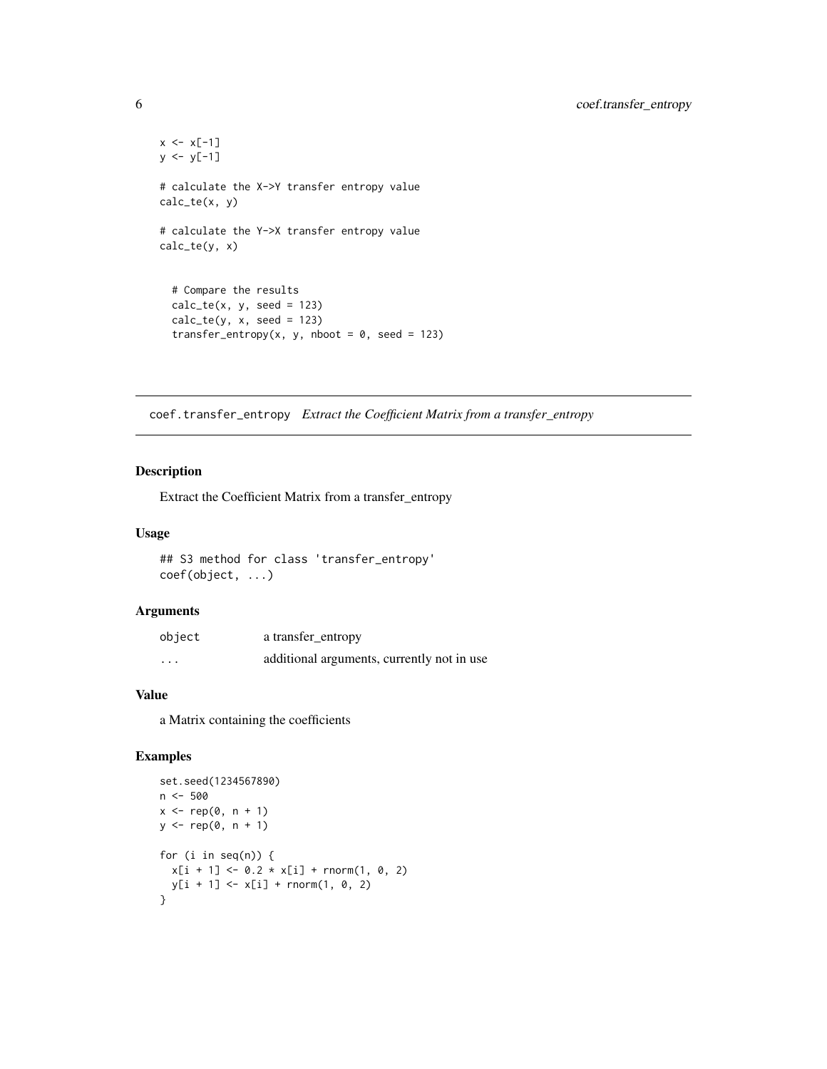```
x <- x[-1]
y <- y[-1]

# calculate the X->Y transfer entropy value
calc_te(x, y)

# calculate the Y->X transfer entropy value
calc_te(y, x)


  # Compare the results
  calc_te(x, y, seed = 123)
  calc_te(y, x, seed = 123)
  transfer_entropy(x, y, nboot = 0, seed = 123)
```

## coef.transfer_entropy *Extract the Coefficient Matrix from a transfer_entropy*

### Description

Extract the Coefficient Matrix from a transfer_entropy

### Usage

```
## S3 method for class 'transfer_entropy'
coef(object, ...)
```

### Arguments

| | |
|---|---|
| object | a transfer_entropy |
| ... | additional arguments, currently not in use |

### Value

a Matrix containing the coefficients

### Examples

```
set.seed(1234567890)
n <- 500
x <- rep(0, n + 1)
y <- rep(0, n + 1)

for (i in seq(n)) {
  x[i + 1] <- 0.2 * x[i] + rnorm(1, 0, 2)
  y[i + 1] <- x[i] + rnorm(1, 0, 2)
}
```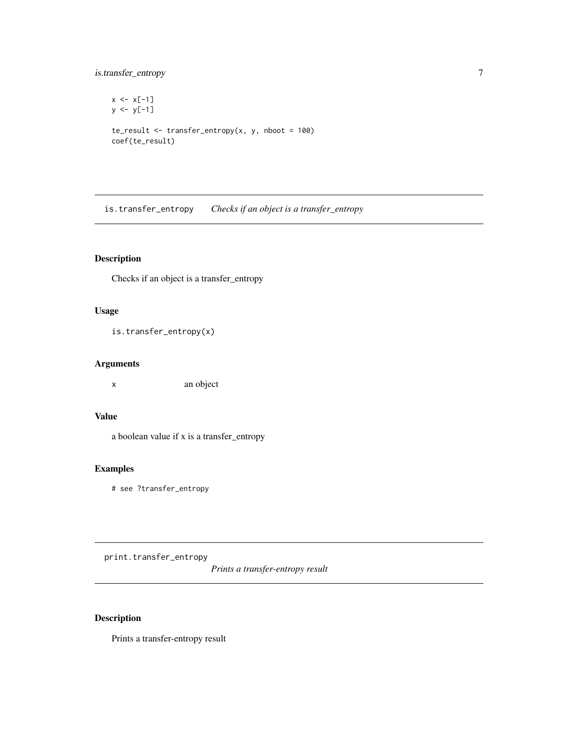```
x <- x[-1]
y <- y[-1]

te_result <- transfer_entropy(x, y, nboot = 100)
coef(te_result)
```

## is.transfer_entropy — *Checks if an object is a transfer_entropy*

### Description

Checks if an object is a transfer_entropy

### Usage

```
is.transfer_entropy(x)
```

### Arguments

| | |
|---|---|
| x | an object |

### Value

a boolean value if x is a transfer_entropy

### Examples

```
# see ?transfer_entropy
```

## print.transfer_entropy — *Prints a transfer-entropy result*

### Description

Prints a transfer-entropy result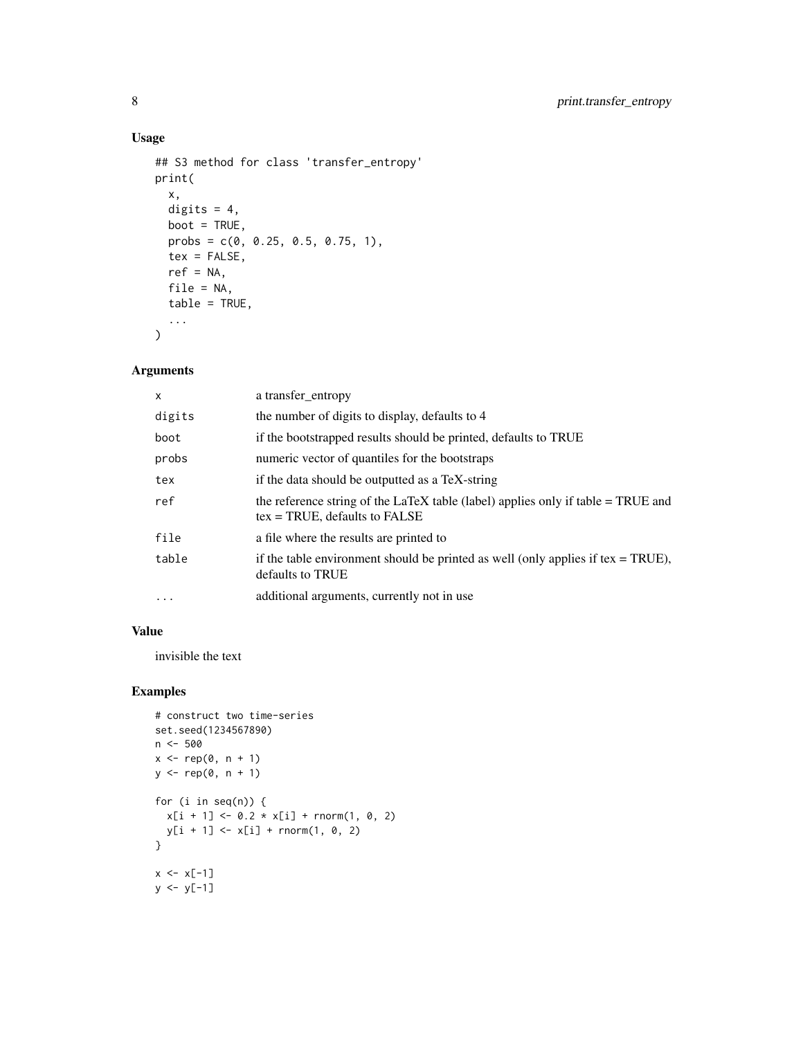### Usage

```
## S3 method for class 'transfer_entropy'
print(
  x,
  digits = 4,
  boot = TRUE,
  probs = c(0, 0.25, 0.5, 0.75, 1),
  tex = FALSE,
  ref = NA,
  file = NA,
  table = TRUE,
  ...
)
```

### Arguments

| | |
|---|---|
| x | a transfer_entropy |
| digits | the number of digits to display, defaults to 4 |
| boot | if the bootstrapped results should be printed, defaults to TRUE |
| probs | numeric vector of quantiles for the bootstraps |
| tex | if the data should be outputted as a TeX-string |
| ref | the reference string of the LaTeX table (label) applies only if table = TRUE and tex = TRUE, defaults to FALSE |
| file | a file where the results are printed to |
| table | if the table environment should be printed as well (only applies if tex = TRUE), defaults to TRUE |
| ... | additional arguments, currently not in use |

### Value

invisible the text

### Examples

```
# construct two time-series
set.seed(1234567890)
n <- 500
x <- rep(0, n + 1)
y <- rep(0, n + 1)

for (i in seq(n)) {
  x[i + 1] <- 0.2 * x[i] + rnorm(1, 0, 2)
  y[i + 1] <- x[i] + rnorm(1, 0, 2)
}

x <- x[-1]
y <- y[-1]
```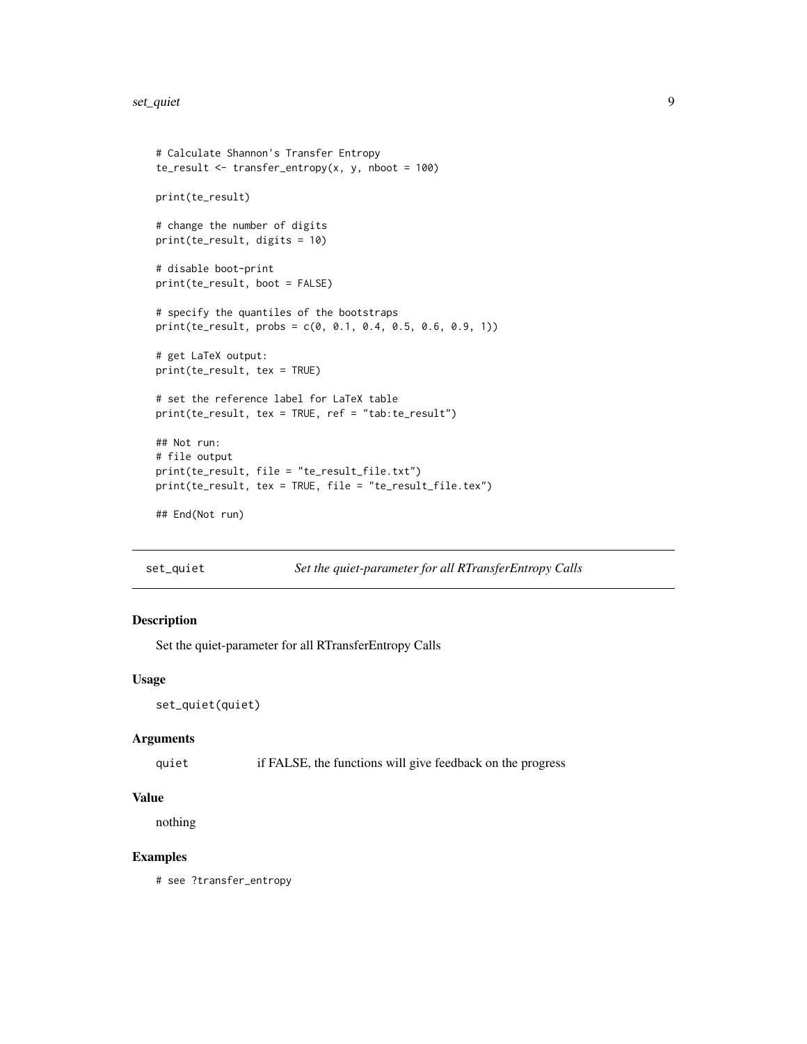```
# Calculate Shannon's Transfer Entropy
te_result <- transfer_entropy(x, y, nboot = 100)

print(te_result)

# change the number of digits
print(te_result, digits = 10)

# disable boot-print
print(te_result, boot = FALSE)

# specify the quantiles of the bootstraps
print(te_result, probs = c(0, 0.1, 0.4, 0.5, 0.6, 0.9, 1))

# get LaTeX output:
print(te_result, tex = TRUE)

# set the reference label for LaTeX table
print(te_result, tex = TRUE, ref = "tab:te_result")

## Not run:
# file output
print(te_result, file = "te_result_file.txt")
print(te_result, tex = TRUE, file = "te_result_file.tex")

## End(Not run)
```

## set_quiet — *Set the quiet-parameter for all RTransferEntropy Calls*

### Description

Set the quiet-parameter for all RTransferEntropy Calls

### Usage

```
set_quiet(quiet)
```

### Arguments

| | |
|---|---|
| quiet | if FALSE, the functions will give feedback on the progress |

### Value

nothing

### Examples

```
# see ?transfer_entropy
```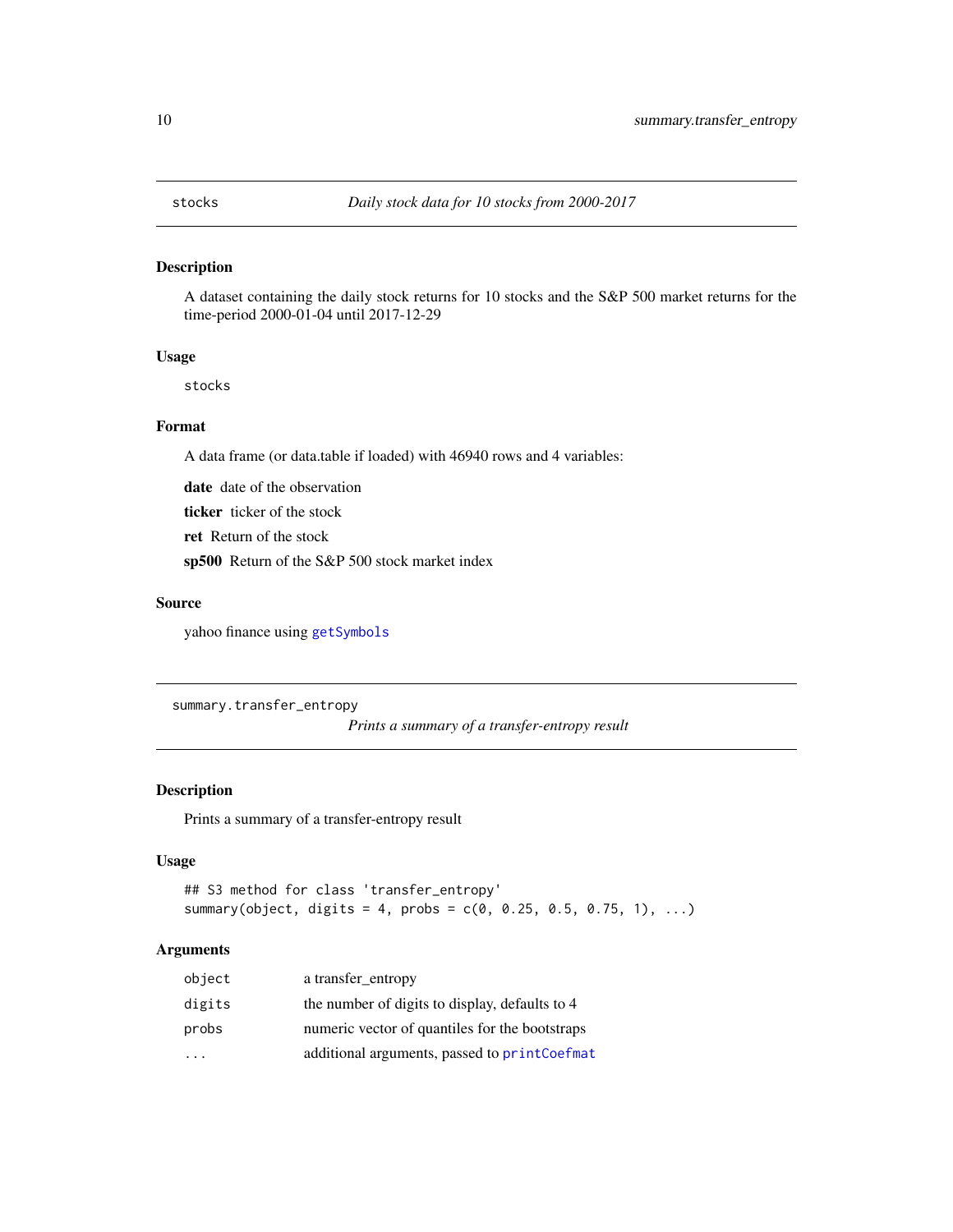## stocks — *Daily stock data for 10 stocks from 2000-2017*

### Description

A dataset containing the daily stock returns for 10 stocks and the S&P 500 market returns for the time-period 2000-01-04 until 2017-12-29

### Usage

```
stocks
```

### Format

A data frame (or data.table if loaded) with 46940 rows and 4 variables:

**date** date of the observation

**ticker** ticker of the stock

**ret** Return of the stock

**sp500** Return of the S&P 500 stock market index

### Source

yahoo finance using `getSymbols`

## summary.transfer_entropy — *Prints a summary of a transfer-entropy result*

### Description

Prints a summary of a transfer-entropy result

### Usage

```
## S3 method for class 'transfer_entropy'
summary(object, digits = 4, probs = c(0, 0.25, 0.5, 0.75, 1), ...)
```

### Arguments

| | |
|---|---|
| `object` | a transfer_entropy |
| `digits` | the number of digits to display, defaults to 4 |
| `probs` | numeric vector of quantiles for the bootstraps |
| `...` | additional arguments, passed to `printCoefmat` |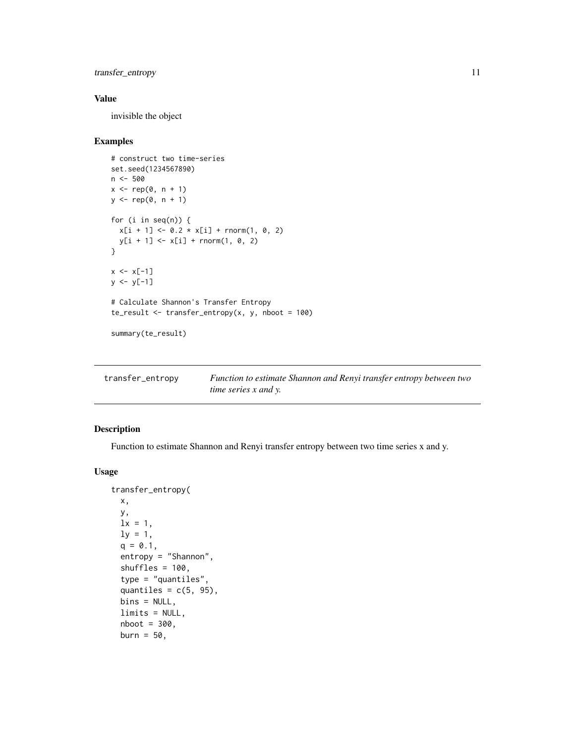### Value

invisible the object

### Examples

```
# construct two time-series
set.seed(1234567890)
n <- 500
x <- rep(0, n + 1)
y <- rep(0, n + 1)

for (i in seq(n)) {
  x[i + 1] <- 0.2 * x[i] + rnorm(1, 0, 2)
  y[i + 1] <- x[i] + rnorm(1, 0, 2)
}

x <- x[-1]
y <- y[-1]

# Calculate Shannon's Transfer Entropy
te_result <- transfer_entropy(x, y, nboot = 100)

summary(te_result)
```

---

## transfer_entropy — *Function to estimate Shannon and Renyi transfer entropy between two time series x and y.*

---

### Description

Function to estimate Shannon and Renyi transfer entropy between two time series x and y.

### Usage

```
transfer_entropy(
  x,
  y,
  lx = 1,
  ly = 1,
  q = 0.1,
  entropy = "Shannon",
  shuffles = 100,
  type = "quantiles",
  quantiles = c(5, 95),
  bins = NULL,
  limits = NULL,
  nboot = 300,
  burn = 50,
```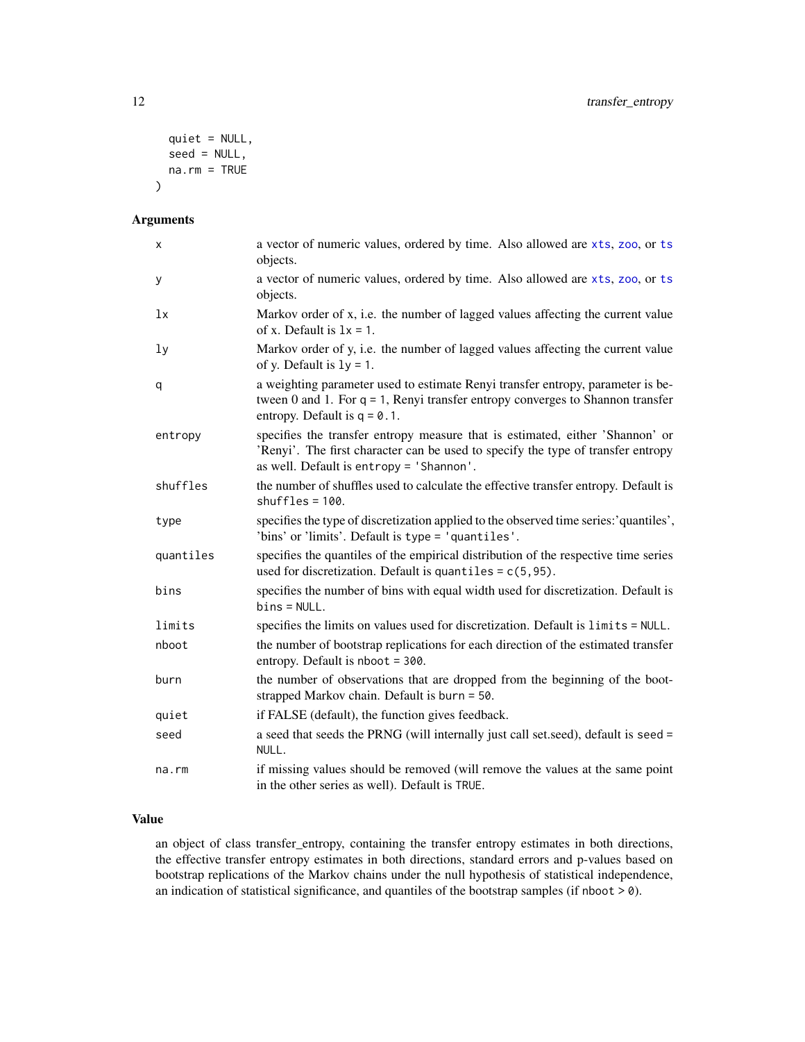```
  quiet = NULL,
  seed = NULL,
  na.rm = TRUE
)
```

## Arguments

| | |
|---|---|
| x | a vector of numeric values, ordered by time. Also allowed are xts, zoo, or ts objects. |
| y | a vector of numeric values, ordered by time. Also allowed are xts, zoo, or ts objects. |
| lx | Markov order of x, i.e. the number of lagged values affecting the current value of x. Default is `lx = 1`. |
| ly | Markov order of y, i.e. the number of lagged values affecting the current value of y. Default is `ly = 1`. |
| q | a weighting parameter used to estimate Renyi transfer entropy, parameter is between 0 and 1. For `q = 1`, Renyi transfer entropy converges to Shannon transfer entropy. Default is `q = 0.1`. |
| entropy | specifies the transfer entropy measure that is estimated, either 'Shannon' or 'Renyi'. The first character can be used to specify the type of transfer entropy as well. Default is `entropy = 'Shannon'`. |
| shuffles | the number of shuffles used to calculate the effective transfer entropy. Default is `shuffles = 100`. |
| type | specifies the type of discretization applied to the observed time series:'quantiles', 'bins' or 'limits'. Default is `type = 'quantiles'`. |
| quantiles | specifies the quantiles of the empirical distribution of the respective time series used for discretization. Default is `quantiles = c(5,95)`. |
| bins | specifies the number of bins with equal width used for discretization. Default is `bins = NULL`. |
| limits | specifies the limits on values used for discretization. Default is `limits = NULL`. |
| nboot | the number of bootstrap replications for each direction of the estimated transfer entropy. Default is `nboot = 300`. |
| burn | the number of observations that are dropped from the beginning of the bootstrapped Markov chain. Default is `burn = 50`. |
| quiet | if FALSE (default), the function gives feedback. |
| seed | a seed that seeds the PRNG (will internally just call set.seed), default is `seed = NULL`. |
| na.rm | if missing values should be removed (will remove the values at the same point in the other series as well). Default is `TRUE`. |

## Value

an object of class transfer_entropy, containing the transfer entropy estimates in both directions, the effective transfer entropy estimates in both directions, standard errors and p-values based on bootstrap replications of the Markov chains under the null hypothesis of statistical independence, an indication of statistical significance, and quantiles of the bootstrap samples (if `nboot > 0`).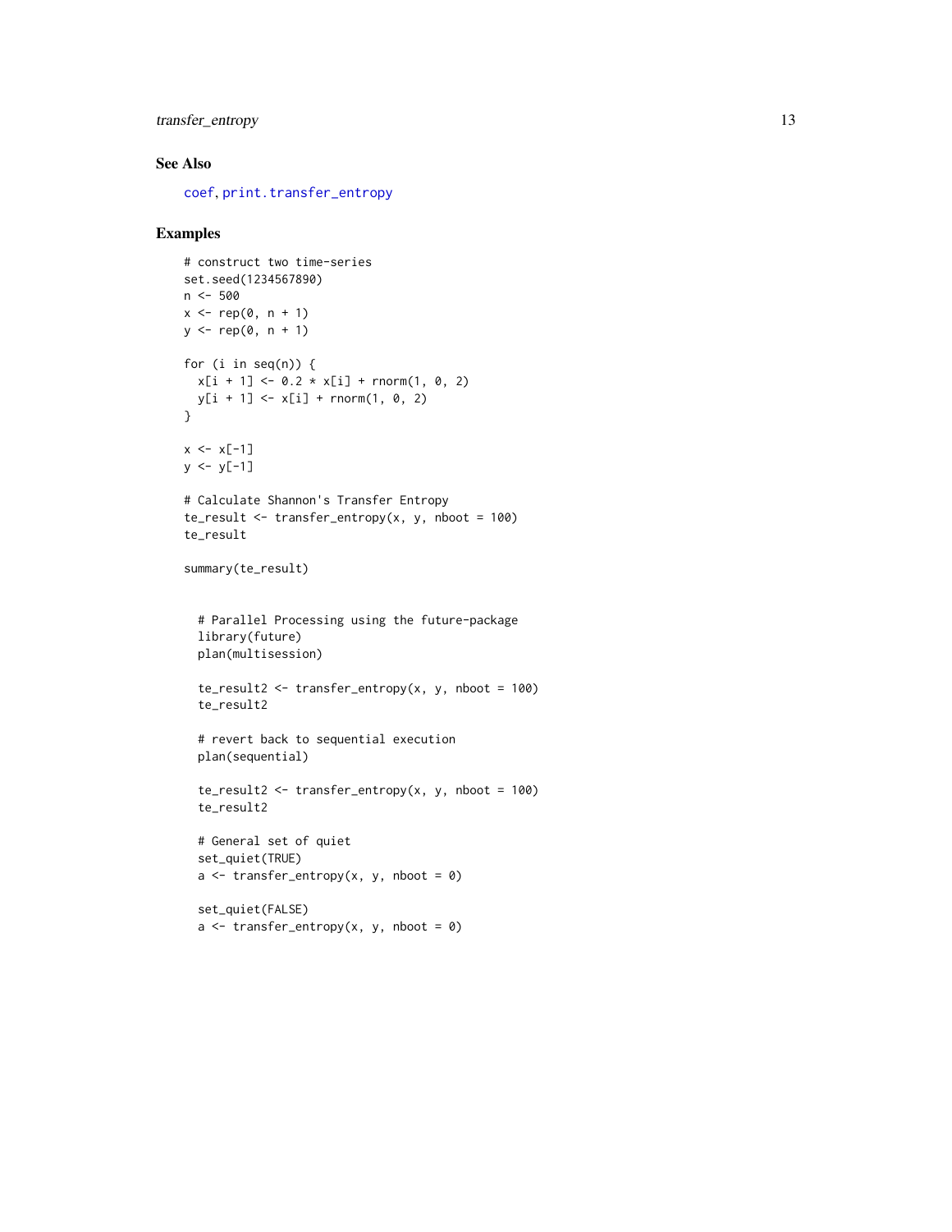## See Also

coef, print.transfer_entropy

## Examples

```
# construct two time-series
set.seed(1234567890)
n <- 500
x <- rep(0, n + 1)
y <- rep(0, n + 1)

for (i in seq(n)) {
  x[i + 1] <- 0.2 * x[i] + rnorm(1, 0, 2)
  y[i + 1] <- x[i] + rnorm(1, 0, 2)
}

x <- x[-1]
y <- y[-1]

# Calculate Shannon's Transfer Entropy
te_result <- transfer_entropy(x, y, nboot = 100)
te_result

summary(te_result)


  # Parallel Processing using the future-package
  library(future)
  plan(multisession)

  te_result2 <- transfer_entropy(x, y, nboot = 100)
  te_result2

  # revert back to sequential execution
  plan(sequential)

  te_result2 <- transfer_entropy(x, y, nboot = 100)
  te_result2

  # General set of quiet
  set_quiet(TRUE)
  a <- transfer_entropy(x, y, nboot = 0)

  set_quiet(FALSE)
  a <- transfer_entropy(x, y, nboot = 0)
```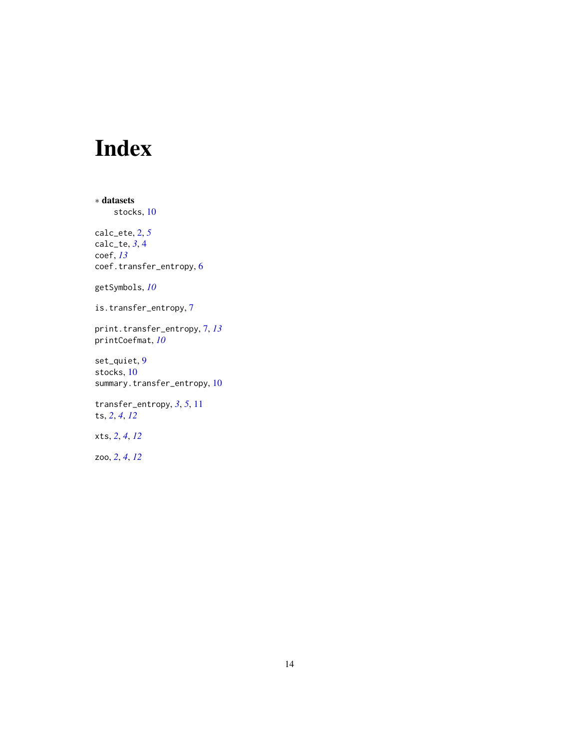# Index

∗ **datasets**
  stocks, 10

calc_ete, 2, *5*
calc_te, *3*, 4
coef, *13*
coef.transfer_entropy, 6

getSymbols, *10*

is.transfer_entropy, 7

print.transfer_entropy, 7, *13*
printCoefmat, *10*

set_quiet, 9
stocks, 10
summary.transfer_entropy, 10

transfer_entropy, *3*, *5*, 11
ts, *2*, *4*, *12*

xts, *2*, *4*, *12*

zoo, *2*, *4*, *12*